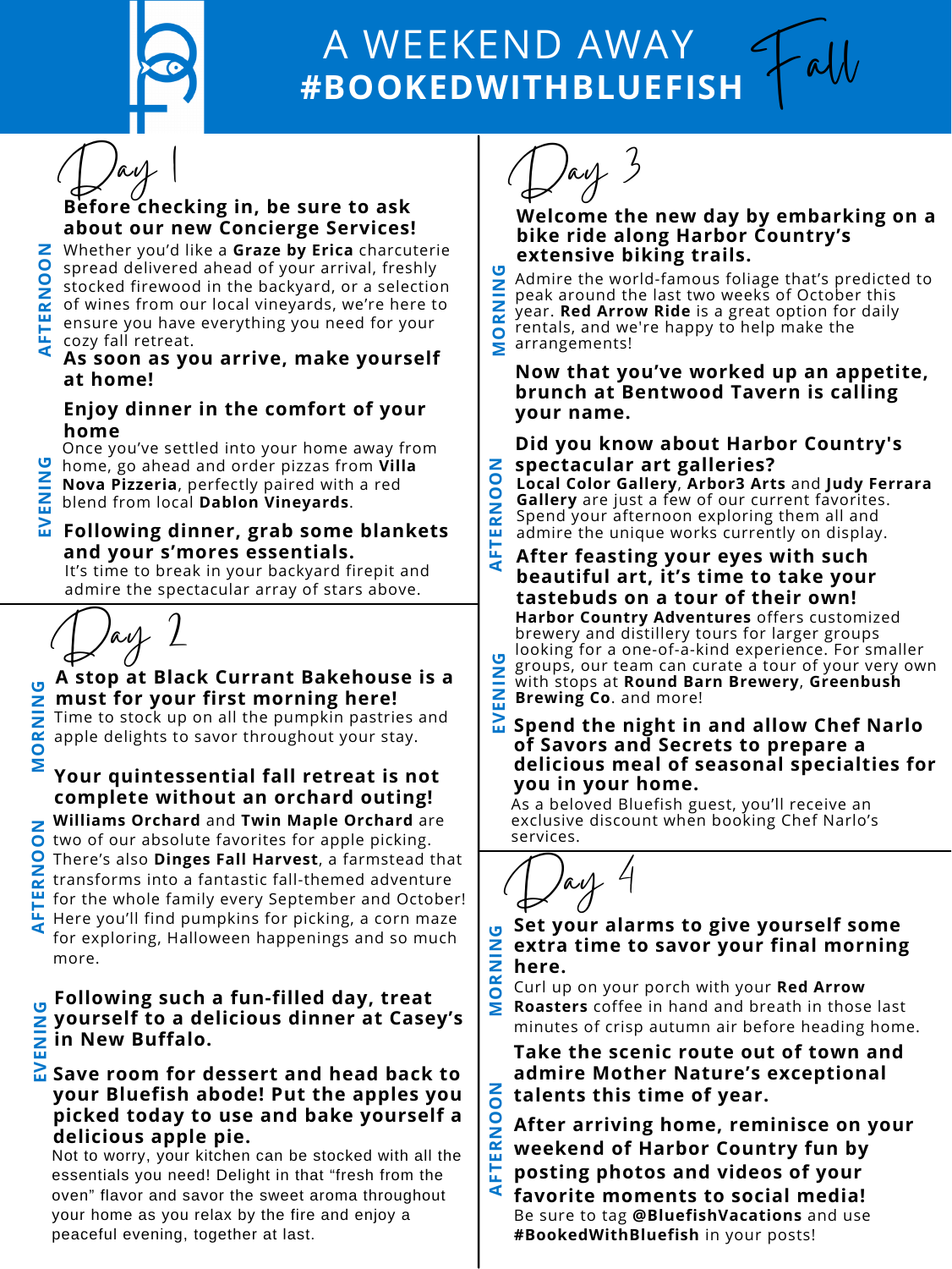# A WEEKEND AWAY #BOOKEDWITHBLUEFISH

Fall

## Day 1

### AFTERNOON

**Before checking in, be sure to ask about our new Concierge Services!**

Whether you'd like a **Graze by Erica** charcuterie spread delivered ahead of your arrival, freshly stocked firewood in the backyard, or a selection of wines from our local vineyards, we're here to ensure you have everything you need for your cozy fall retreat.

**As soon as you arrive, make yourself at home!**

### EVENING

**Enjoy dinner in the comfort of your home**

Once you've settled into your home away from home, go ahead and order pizzas from **Villa Nova Pizzeria**, perfectly paired with a red blend from local **Dablon Vineyards**.

**Following dinner, grab some blankets and your s'mores essentials.**

It's time to break in your backyard firepit and admire the spectacular array of stars above.

## Day 2

### MORNING

**A stop at Black Currant Bakehouse is a must for your first morning here!**

Time to stock up on all the pumpkin pastries and apple delights to savor throughout your stay.

### AFTERNOON

**Your quintessential fall retreat is not complete without an orchard outing!**

**Williams Orchard** and **Twin Maple Orchard** are two of our absolute favorites for apple picking. There's also **Dinges Fall Harvest**, a farmstead that transforms into a fantastic fall-themed adventure for the whole family every September and October! Here you'll find pumpkins for picking, a corn maze for exploring, Halloween happenings and so much more.

### EVENING

**Following such a fun-filled day, treat yourself to a delicious dinner at Casey's in New Buffalo.**

**Save room for dessert and head back to your Bluefish abode! Put the apples you picked today to use and bake yourself a delicious apple pie.**

Not to worry, your kitchen can be stocked with all the essentials you need! Delight in that "fresh from the oven" flavor and savor the sweet aroma throughout your home as you relax by the fire and enjoy a peaceful evening, together at last.

## Day 3

### MORNING

**Welcome the new day by embarking on a bike ride along Harbor Country's extensive biking trails.**

Admire the world-famous foliage that's predicted to peak around the last two weeks of October this year. **Red Arrow Ride** is a great option for daily rentals, and we're happy to help make the arrangements!

### AFTERNOON

**Now that you've worked up an appetite, brunch at Bentwood Tavern is calling your name.**

**Did you know about Harbor Country's spectacular art galleries?**

**Local Color Gallery**, **Arbor3 Arts** and **Judy Ferrara Gallery** are just a few of our current favorites. Spend your afternoon exploring them all and admire the unique works currently on display.

### EVENING

**After feasting your eyes with such beautiful art, it's time to take your tastebuds on a tour of their own!**

**Harbor Country Adventures** offers customized brewery and distillery tours for larger groups looking for a one-of-a-kind experience. For smaller groups, our team can curate a tour of your very own with stops at **Round Barn Brewery**, **Greenbush Brewing Co**. and more!

**Spend the night in and allow Chef Narlo of Savors and Secrets to prepare a delicious meal of seasonal specialties for you in your home.**

As a beloved Bluefish guest, you'll receive an exclusive discount when booking Chef Narlo's services.

## Day 4

### MORNING

**Set your alarms to give yourself some extra time to savor your final morning here.**

Curl up on your porch with your **Red Arrow Roasters** coffee in hand and breath in those last minutes of crisp autumn air before heading home.

### AFTERNOON

**Take the scenic route out of town and admire Mother Nature's exceptional talents this time of year.**

**After arriving home, reminisce on your weekend of Harbor Country fun by posting photos and videos of your favorite moments to social media!**

Be sure to tag **@BluefishVacations** and use **#BookedWithBluefish** in your posts!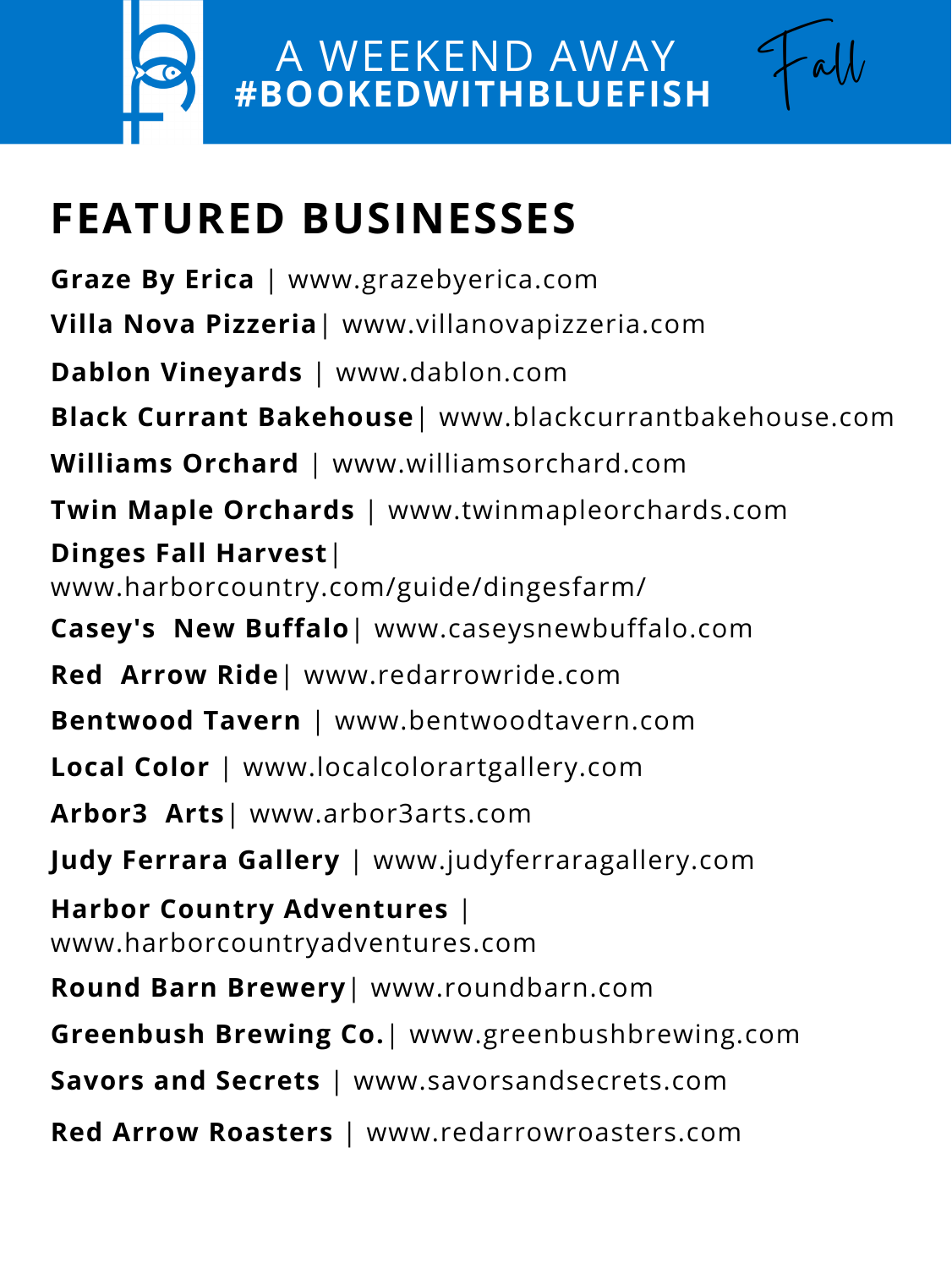A WEEKEND AWAY
#BOOKEDWITHBLUEFISH

Fall

# FEATURED BUSINESSES

**Graze By Erica** | www.grazebyerica.com

**Villa Nova Pizzeria**| www.villanovapizzeria.com

**Dablon Vineyards** | www.dablon.com

**Black Currant Bakehouse**| www.blackcurrantbakehouse.com

**Williams Orchard** | www.williamsorchard.com

**Twin Maple Orchards** | www.twinmapleorchards.com

**Dinges Fall Harvest**| www.harborcountry.com/guide/dingesfarm/

**Casey's New Buffalo**| www.caseysnewbuffalo.com

**Red Arrow Ride**| www.redarrowride.com

**Bentwood Tavern** | www.bentwoodtavern.com

**Local Color** | www.localcolorartgallery.com

**Arbor3 Arts**| www.arbor3arts.com

**Judy Ferrara Gallery** | www.judyferraragallery.com

**Harbor Country Adventures** | www.harborcountryadventures.com

**Round Barn Brewery**| www.roundbarn.com

**Greenbush Brewing Co.**| www.greenbushbrewing.com

**Savors and Secrets** | www.savorsandsecrets.com

**Red Arrow Roasters** | www.redarrowroasters.com